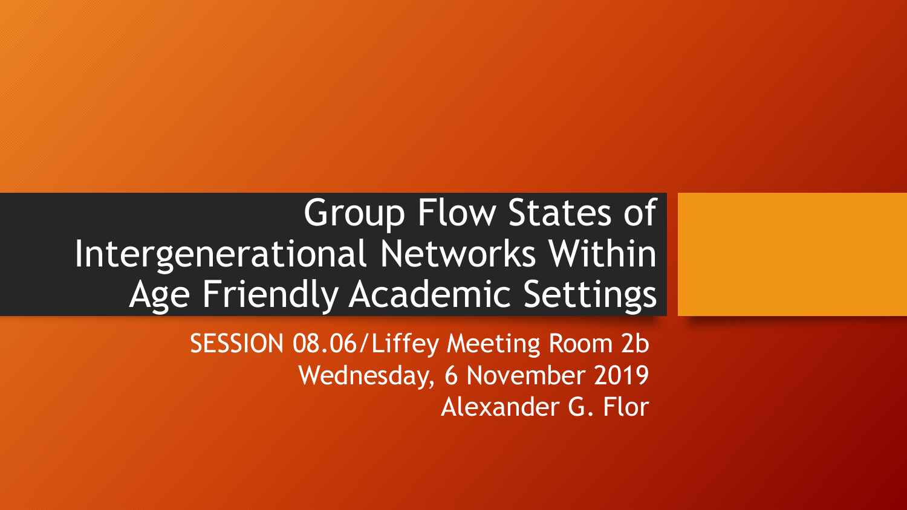# Group Flow States of Intergenerational Networks Within Age Friendly Academic Settings

SESSION 08.06/Liffey Meeting Room 2b

Wednesday, 6 November 2019

Alexander G. Flor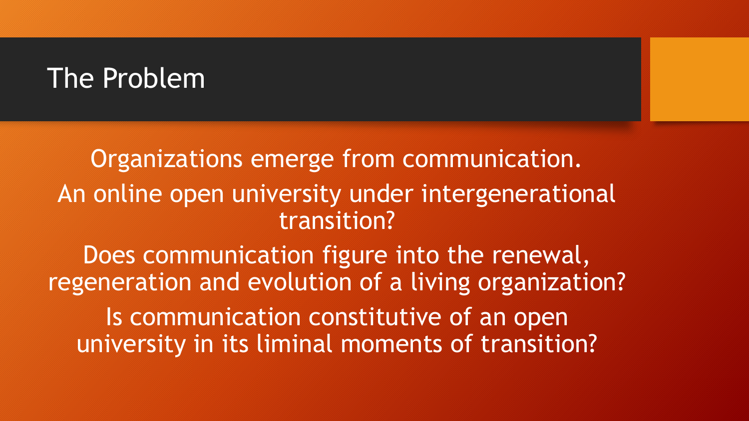# The Problem

Organizations emerge from communication.

An online open university under intergenerational transition?

Does communication figure into the renewal, regeneration and evolution of a living organization?

Is communication constitutive of an open university in its liminal moments of transition?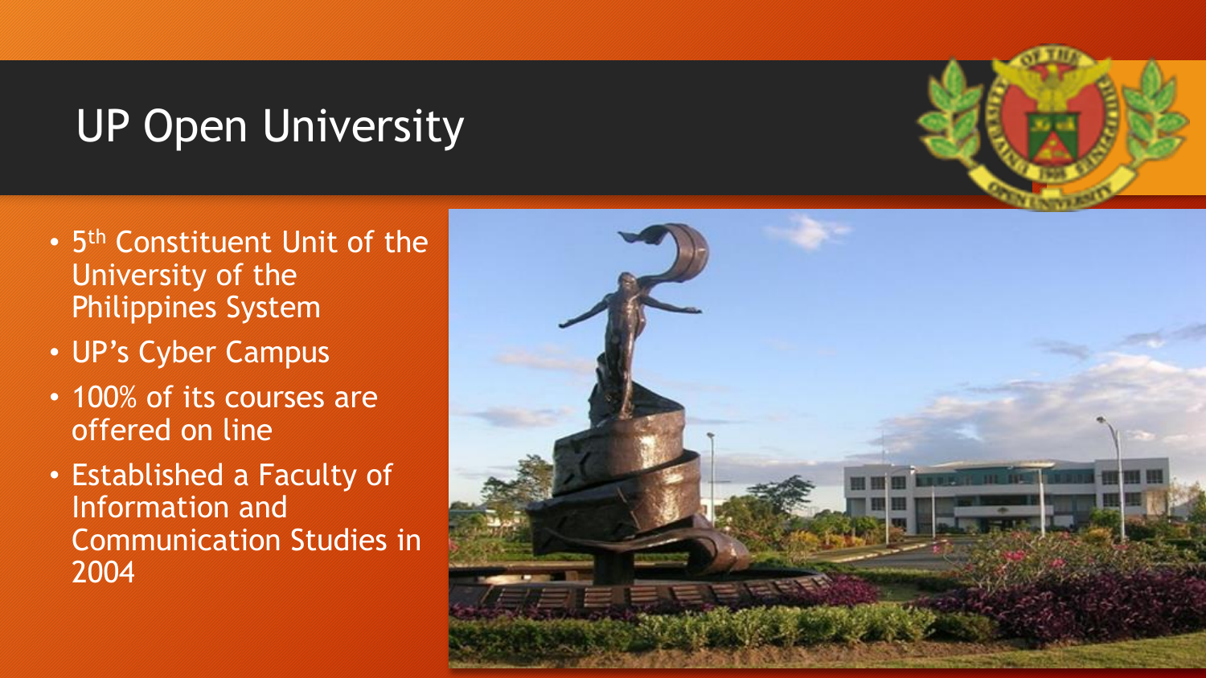# UP Open University

- 5th Constituent Unit of the University of the Philippines System
- UP's Cyber Campus
- 100% of its courses are offered on line
- Established a Faculty of Information and Communication Studies in 2004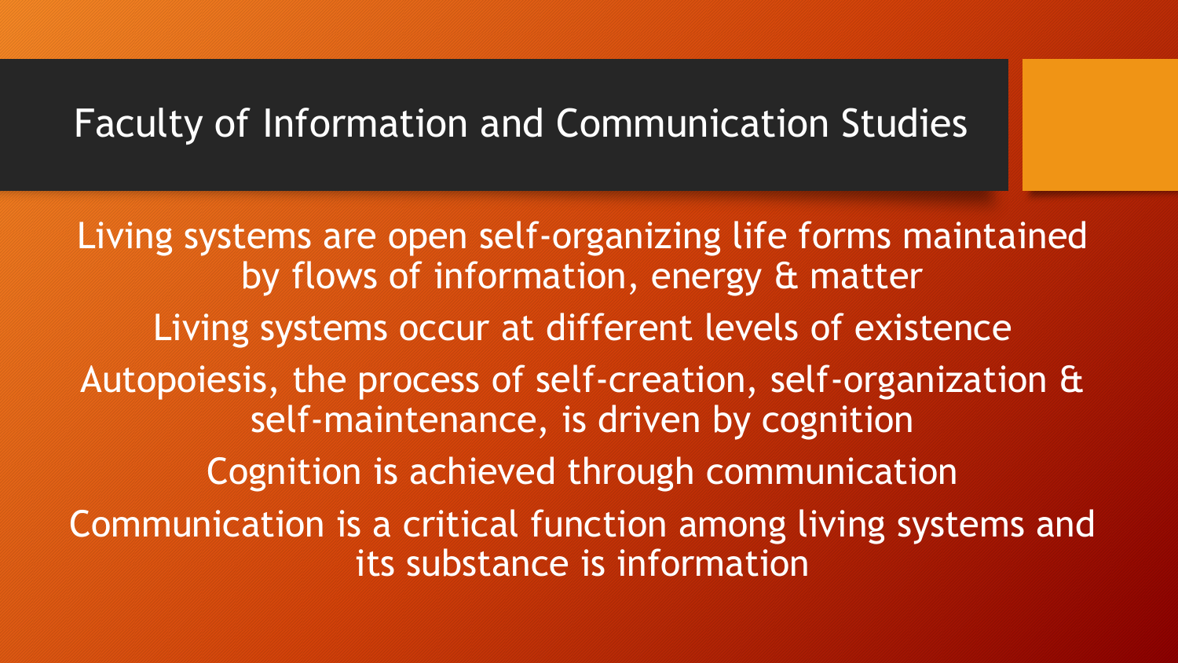# Faculty of Information and Communication Studies

Living systems are open self-organizing life forms maintained by flows of information, energy & matter

Living systems occur at different levels of existence

Autopoiesis, the process of self-creation, self-organization & self-maintenance, is driven by cognition

Cognition is achieved through communication

Communication is a critical function among living systems and its substance is information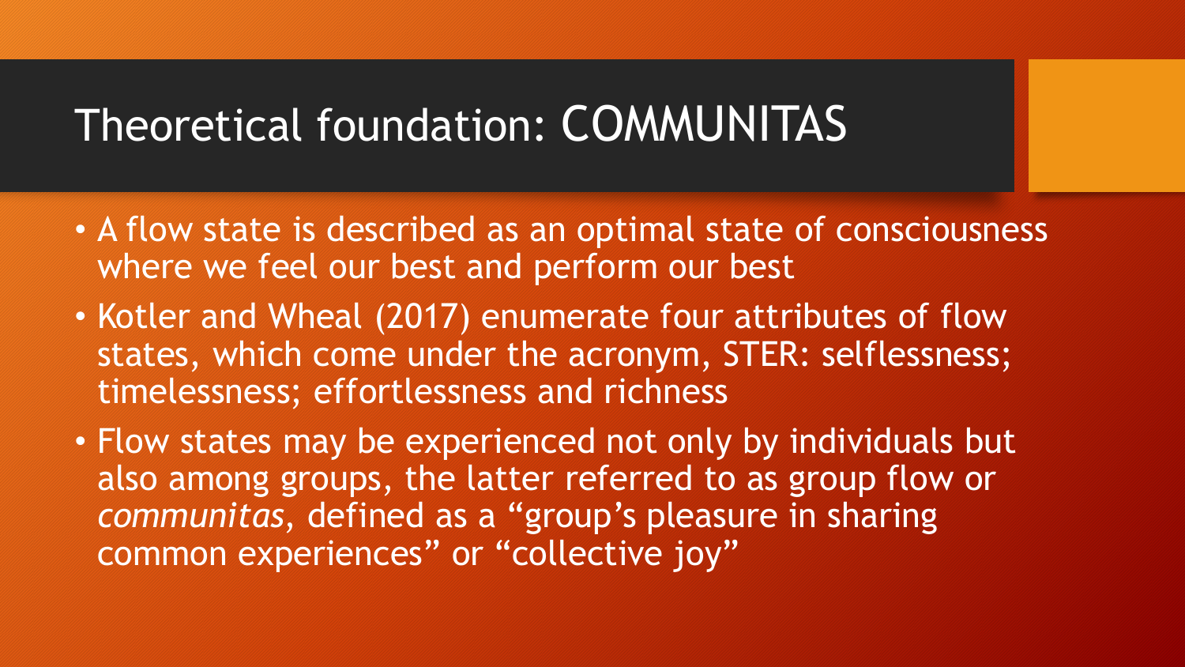# Theoretical foundation: COMMUNITAS

- A flow state is described as an optimal state of consciousness where we feel our best and perform our best
- Kotler and Wheal (2017) enumerate four attributes of flow states, which come under the acronym, STER: selflessness; timelessness; effortlessness and richness
- Flow states may be experienced not only by individuals but also among groups, the latter referred to as group flow or *communitas*, defined as a "group's pleasure in sharing common experiences" or "collective joy"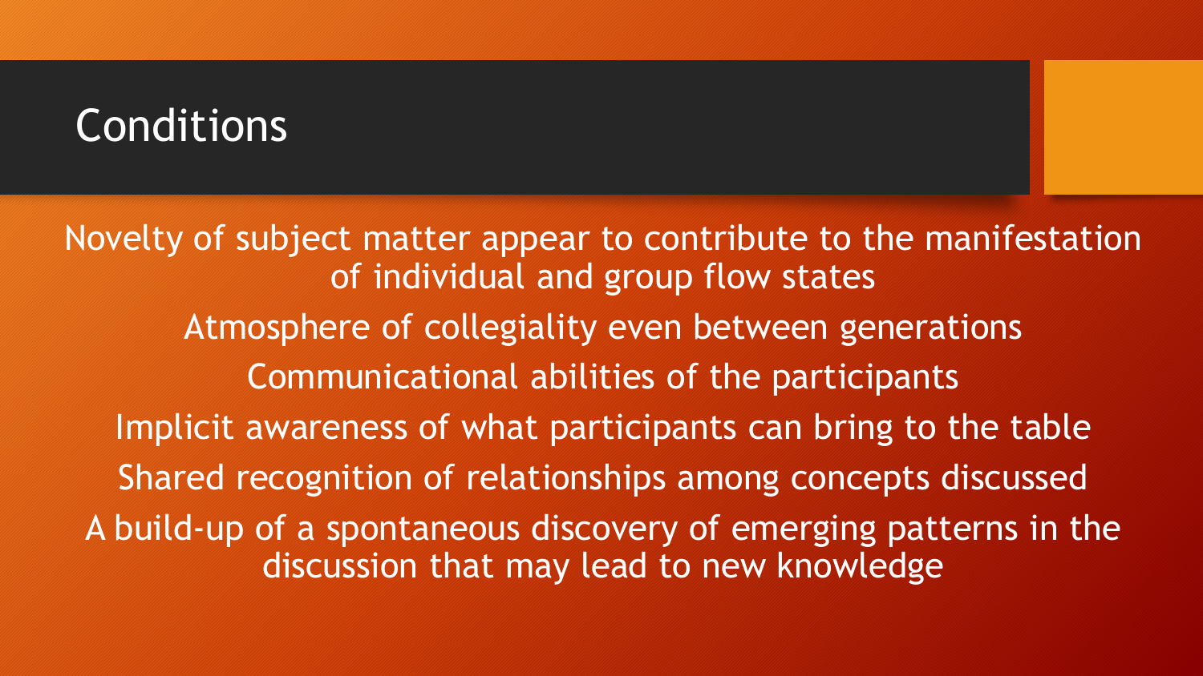# Conditions

Novelty of subject matter appear to contribute to the manifestation of individual and group flow states

Atmosphere of collegiality even between generations

Communicational abilities of the participants

Implicit awareness of what participants can bring to the table

Shared recognition of relationships among concepts discussed

A build-up of a spontaneous discovery of emerging patterns in the discussion that may lead to new knowledge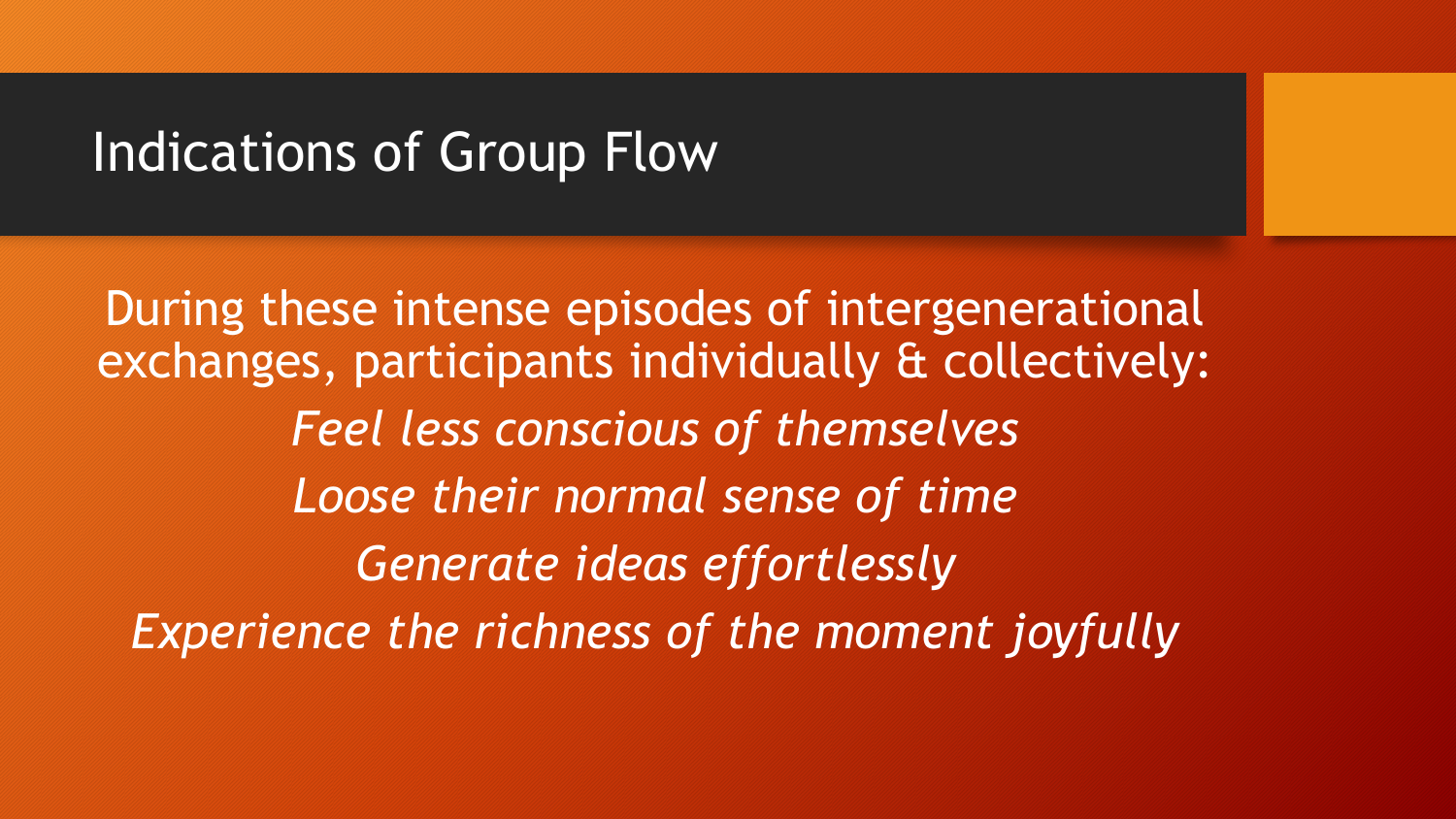# Indications of Group Flow

During these intense episodes of intergenerational exchanges, participants individually & collectively:

*Feel less conscious of themselves*

*Loose their normal sense of time*

*Generate ideas effortlessly*

*Experience the richness of the moment joyfully*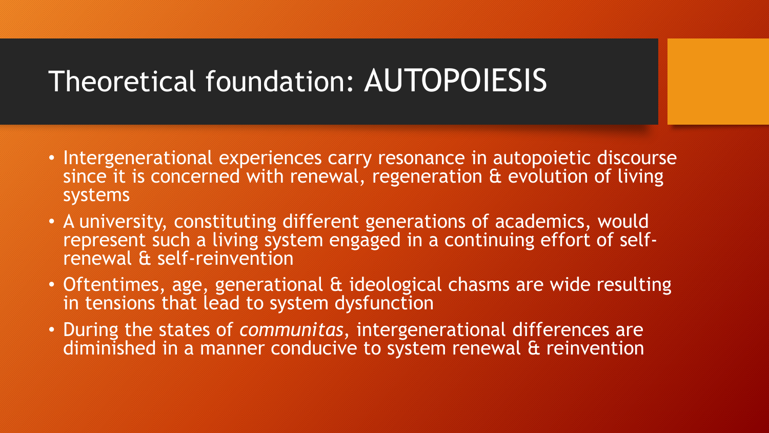# Theoretical foundation: AUTOPOIESIS

- Intergenerational experiences carry resonance in autopoietic discourse since it is concerned with renewal, regeneration & evolution of living systems
- A university, constituting different generations of academics, would represent such a living system engaged in a continuing effort of self-renewal & self-reinvention
- Oftentimes, age, generational & ideological chasms are wide resulting in tensions that lead to system dysfunction
- During the states of *communitas*, intergenerational differences are diminished in a manner conducive to system renewal & reinvention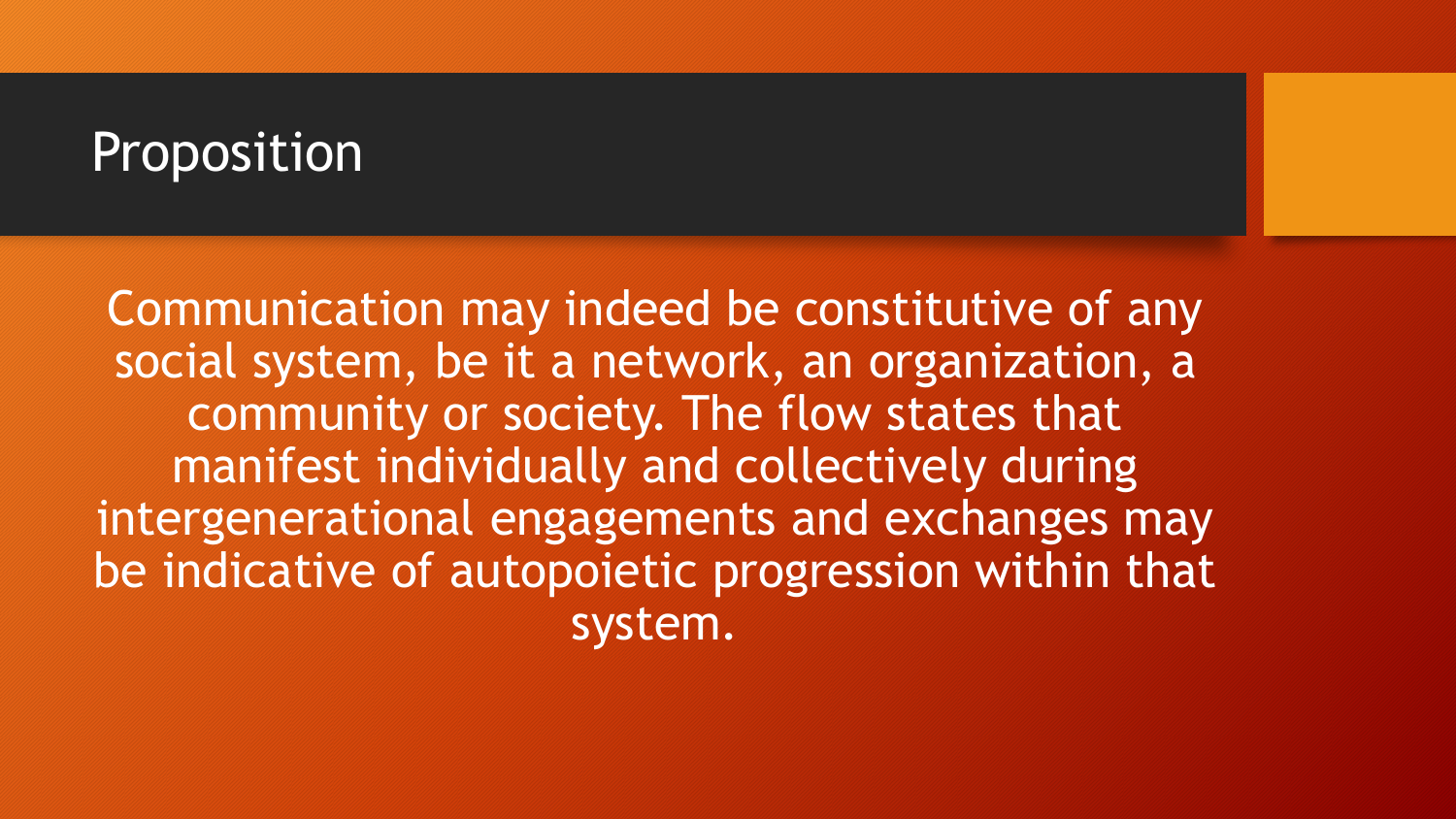# Proposition

Communication may indeed be constitutive of any social system, be it a network, an organization, a community or society. The flow states that manifest individually and collectively during intergenerational engagements and exchanges may be indicative of autopoietic progression within that system.